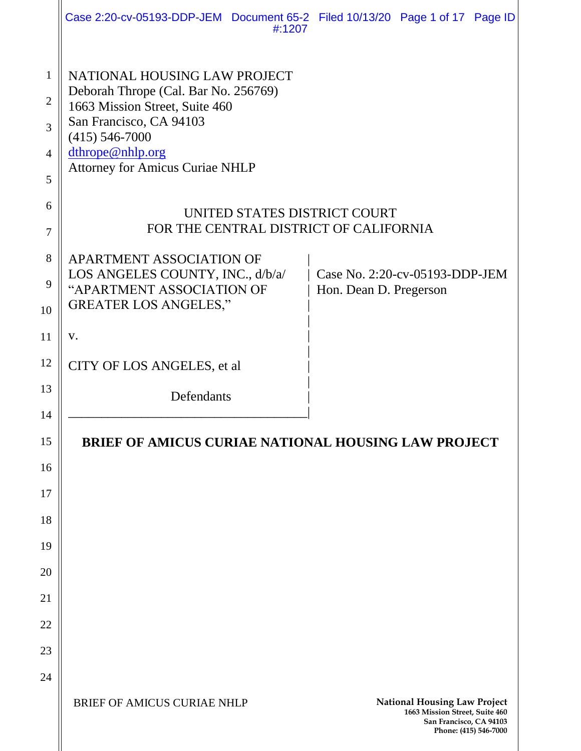NATIONAL HOUSING LAW PROJECT
Deborah Thrope (Cal. Bar No. 256769)
1663 Mission Street, Suite 460
San Francisco, CA 94103
(415) 546-7000
dthrope@nhlp.org
Attorney for Amicus Curiae NHLP

UNITED STATES DISTRICT COURT
FOR THE CENTRAL DISTRICT OF CALIFORNIA

| | |
|---|---|
| APARTMENT ASSOCIATION OF LOS ANGELES COUNTY, INC., d/b/a/ "APARTMENT ASSOCIATION OF GREATER LOS ANGELES,"<br><br>v.<br><br>CITY OF LOS ANGELES, et al<br><br>Defendants | Case No. 2:20-cv-05193-DDP-JEM<br>Hon. Dean D. Pregerson |

**BRIEF OF AMICUS CURIAE NATIONAL HOUSING LAW PROJECT**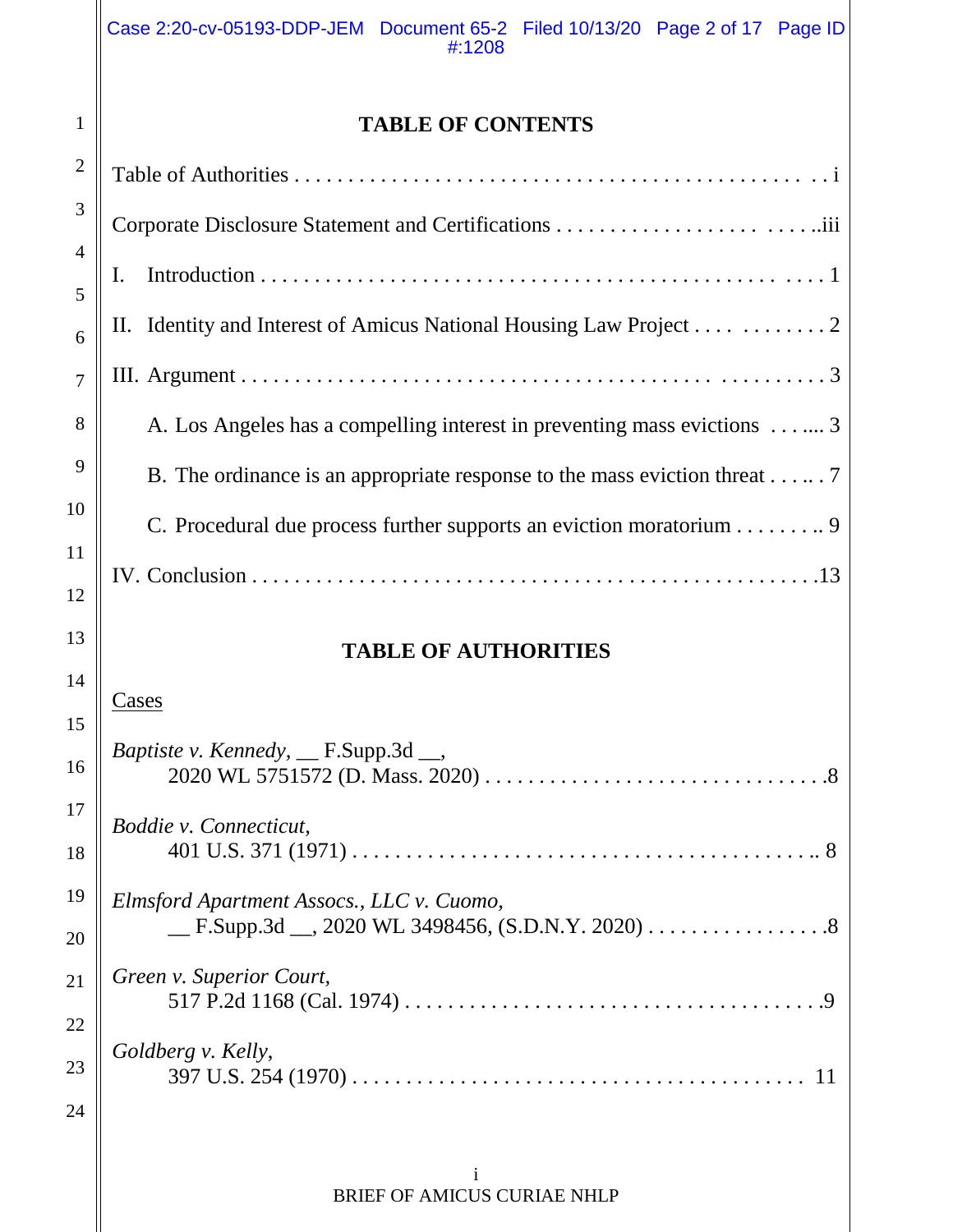## TABLE OF CONTENTS

Table of Authorities . . . . . . . . . . . . . . . . . . . . . . . . . . . . . . . . . . . . . . . . . . . . . . . i

Corporate Disclosure Statement and Certifications . . . . . . . . . . . . . . . . . . . . . . . . . . .iii

I. Introduction . . . . . . . . . . . . . . . . . . . . . . . . . . . . . . . . . . . . . . . . . . . . . . . . 1

II. Identity and Interest of Amicus National Housing Law Project . . . . . . . . . . . . . 2

III. Argument . . . . . . . . . . . . . . . . . . . . . . . . . . . . . . . . . . . . . . . . . . . . . . . . . 3

A. Los Angeles has a compelling interest in preventing mass evictions . . . .... 3

B. The ordinance is an appropriate response to the mass eviction threat . . . .. . 7

C. Procedural due process further supports an eviction moratorium . . . . . . . .. 9

IV. Conclusion . . . . . . . . . . . . . . . . . . . . . . . . . . . . . . . . . . . . . . . . . . . . . . . . .13

## TABLE OF AUTHORITIES

Cases

*Baptiste v. Kennedy*, __ F.Supp.3d __,
2020 WL 5751572 (D. Mass. 2020) . . . . . . . . . . . . . . . . . . . . . . . . . . . . . . . .8

*Boddie v. Connecticut,*
401 U.S. 371 (1971) . . . . . . . . . . . . . . . . . . . . . . . . . . . . . . . . . . . . . . . . . . .. 8

*Elmsford Apartment Assocs., LLC v. Cuomo,*
__ F.Supp.3d __, 2020 WL 3498456, (S.D.N.Y. 2020) . . . . . . . . . . . . . . . . . .8

*Green v. Superior Court,*
517 P.2d 1168 (Cal. 1974) . . . . . . . . . . . . . . . . . . . . . . . . . . . . . . . . . . . . . . .9

*Goldberg v. Kelly,*
397 U.S. 254 (1970) . . . . . . . . . . . . . . . . . . . . . . . . . . . . . . . . . . . . . . . . . . 11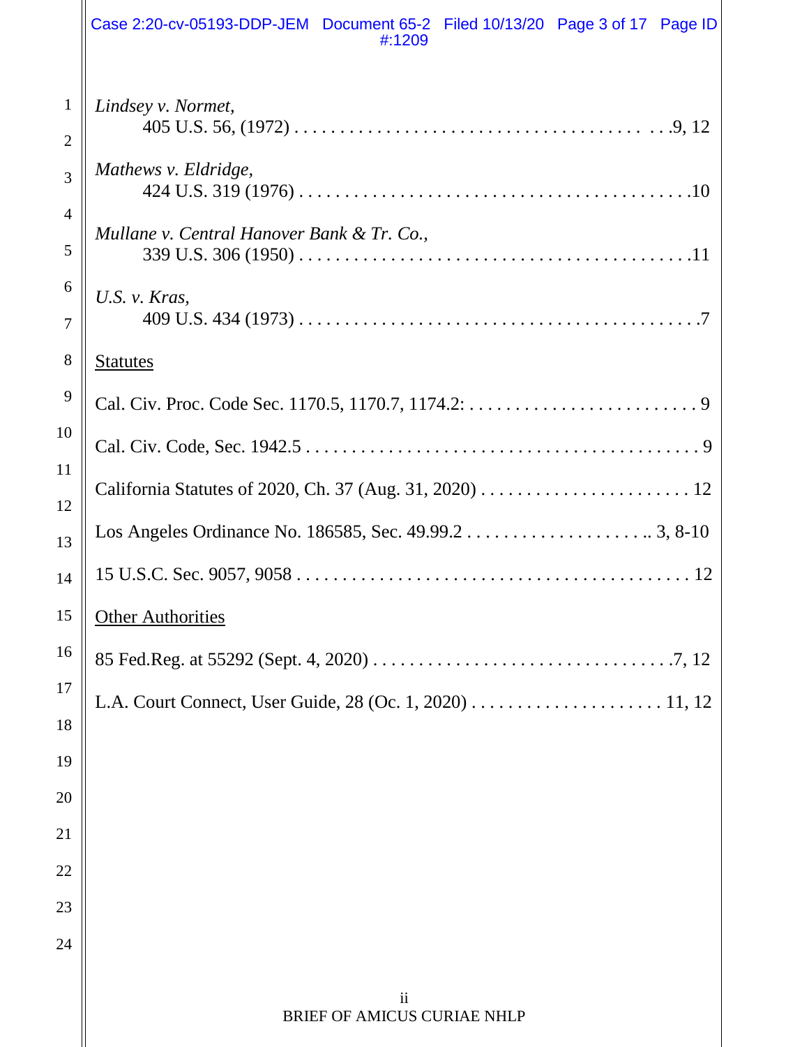*Lindsey v. Normet*,
405 U.S. 56, (1972) . . . . . . . . . . . . . . . . . . . . . . . . . . . . . . . . . . . . . . . . . 9, 12

*Mathews v. Eldridge*,
424 U.S. 319 (1976) . . . . . . . . . . . . . . . . . . . . . . . . . . . . . . . . . . . . . . . . . 10

*Mullane v. Central Hanover Bank & Tr. Co.*,
339 U.S. 306 (1950) . . . . . . . . . . . . . . . . . . . . . . . . . . . . . . . . . . . . . . . . . 11

*U.S. v. Kras*,
409 U.S. 434 (1973) . . . . . . . . . . . . . . . . . . . . . . . . . . . . . . . . . . . . . . . . . 7

Statutes

Cal. Civ. Proc. Code Sec. 1170.5, 1170.7, 1174.2: . . . . . . . . . . . . . . . . . . . . . . . . . 9

Cal. Civ. Code, Sec. 1942.5 . . . . . . . . . . . . . . . . . . . . . . . . . . . . . . . . . . . . . . . . . 9

California Statutes of 2020, Ch. 37 (Aug. 31, 2020) . . . . . . . . . . . . . . . . . . . . . . . . 12

Los Angeles Ordinance No. 186585, Sec. 49.99.2 . . . . . . . . . . . . . . . . . . . . . 3, 8-10

15 U.S.C. Sec. 9057, 9058 . . . . . . . . . . . . . . . . . . . . . . . . . . . . . . . . . . . . . . . . . 12

Other Authorities

85 Fed.Reg. at 55292 (Sept. 4, 2020) . . . . . . . . . . . . . . . . . . . . . . . . . . . . . . . . 7, 12

L.A. Court Connect, User Guide, 28 (Oc. 1, 2020) . . . . . . . . . . . . . . . . . . . . . . 11, 12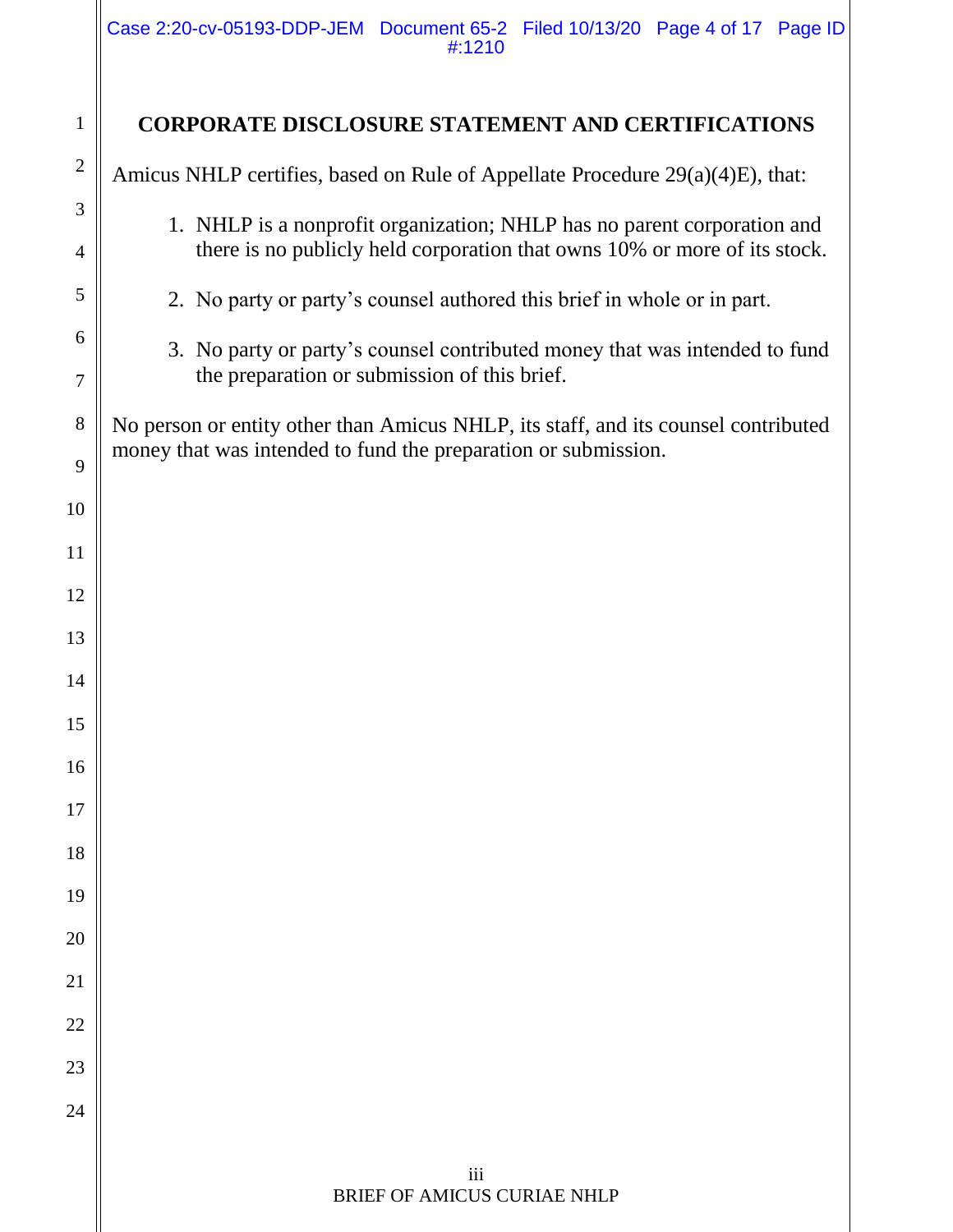# CORPORATE DISCLOSURE STATEMENT AND CERTIFICATIONS

Amicus NHLP certifies, based on Rule of Appellate Procedure 29(a)(4)E), that:

1. NHLP is a nonprofit organization; NHLP has no parent corporation and there is no publicly held corporation that owns 10% or more of its stock.

2. No party or party's counsel authored this brief in whole or in part.

3. No party or party's counsel contributed money that was intended to fund the preparation or submission of this brief.

No person or entity other than Amicus NHLP, its staff, and its counsel contributed money that was intended to fund the preparation or submission.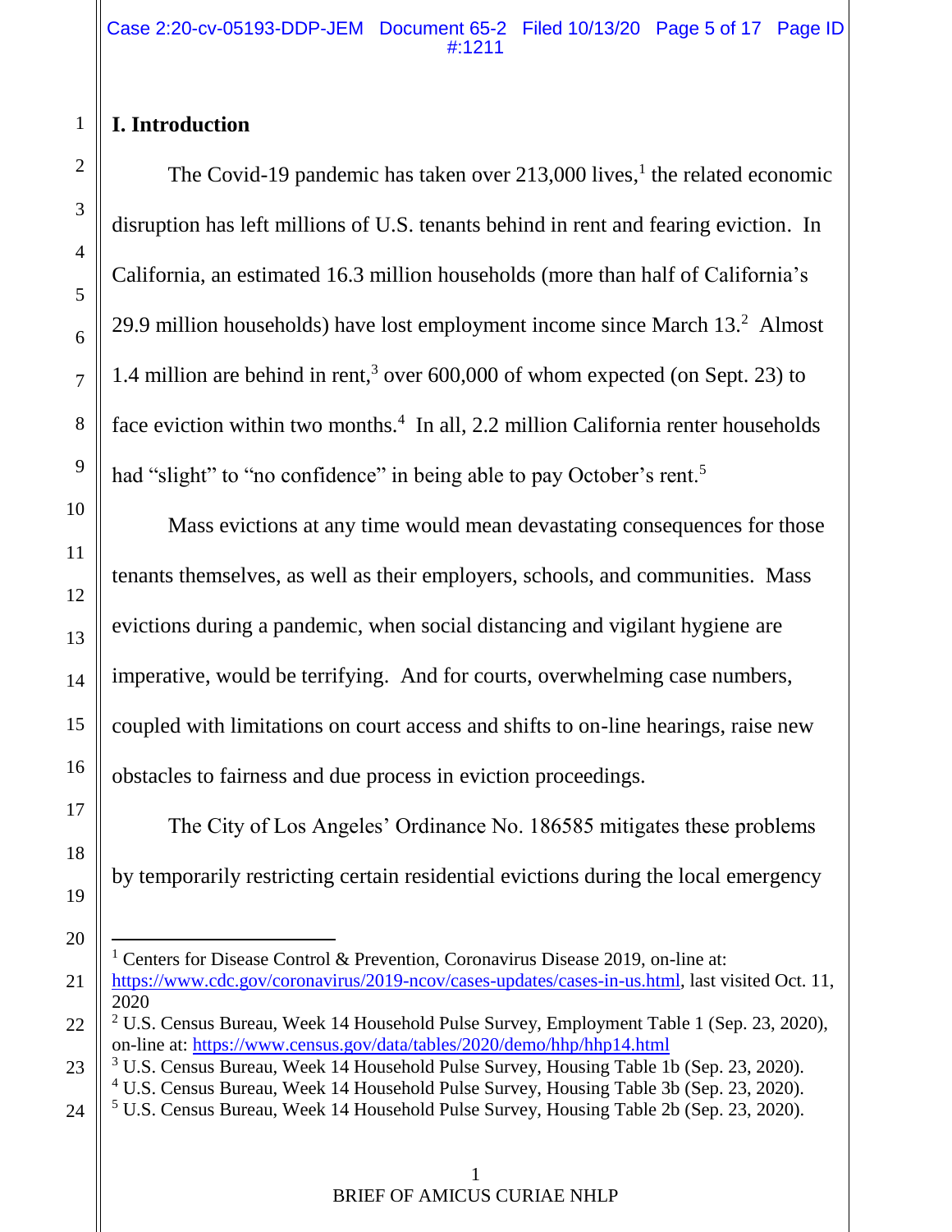## I. Introduction

The Covid-19 pandemic has taken over 213,000 lives,[1] the related economic disruption has left millions of U.S. tenants behind in rent and fearing eviction. In California, an estimated 16.3 million households (more than half of California's 29.9 million households) have lost employment income since March 13.[2] Almost 1.4 million are behind in rent,[3] over 600,000 of whom expected (on Sept. 23) to face eviction within two months.[4] In all, 2.2 million California renter households had "slight" to "no confidence" in being able to pay October's rent.[5]

Mass evictions at any time would mean devastating consequences for those tenants themselves, as well as their employers, schools, and communities. Mass evictions during a pandemic, when social distancing and vigilant hygiene are imperative, would be terrifying. And for courts, overwhelming case numbers, coupled with limitations on court access and shifts to on-line hearings, raise new obstacles to fairness and due process in eviction proceedings.

The City of Los Angeles' Ordinance No. 186585 mitigates these problems by temporarily restricting certain residential evictions during the local emergency

---

[1] Centers for Disease Control & Prevention, Coronavirus Disease 2019, on-line at: https://www.cdc.gov/coronavirus/2019-ncov/cases-updates/cases-in-us.html, last visited Oct. 11, 2020

[2] U.S. Census Bureau, Week 14 Household Pulse Survey, Employment Table 1 (Sep. 23, 2020), on-line at: https://www.census.gov/data/tables/2020/demo/hhp/hhp14.html

[3] U.S. Census Bureau, Week 14 Household Pulse Survey, Housing Table 1b (Sep. 23, 2020).

[4] U.S. Census Bureau, Week 14 Household Pulse Survey, Housing Table 3b (Sep. 23, 2020).

[5] U.S. Census Bureau, Week 14 Household Pulse Survey, Housing Table 2b (Sep. 23, 2020).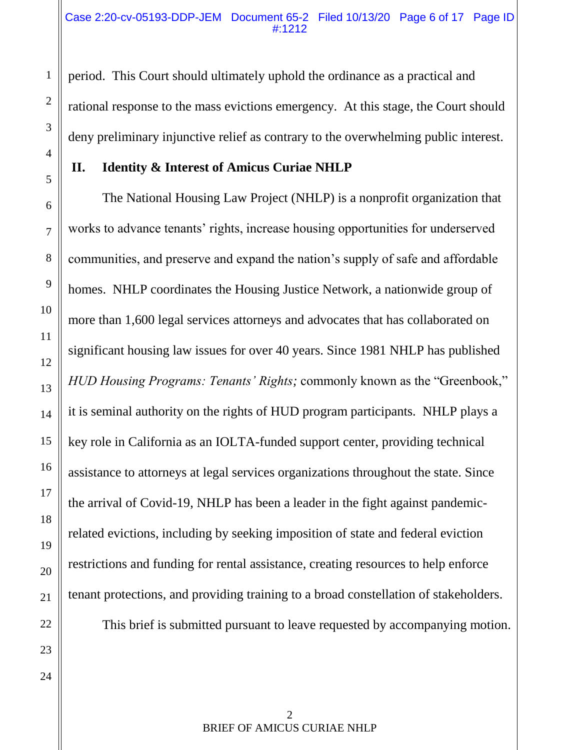period. This Court should ultimately uphold the ordinance as a practical and rational response to the mass evictions emergency. At this stage, the Court should deny preliminary injunctive relief as contrary to the overwhelming public interest.

## II. Identity & Interest of Amicus Curiae NHLP

The National Housing Law Project (NHLP) is a nonprofit organization that works to advance tenants' rights, increase housing opportunities for underserved communities, and preserve and expand the nation's supply of safe and affordable homes. NHLP coordinates the Housing Justice Network, a nationwide group of more than 1,600 legal services attorneys and advocates that has collaborated on significant housing law issues for over 40 years. Since 1981 NHLP has published *HUD Housing Programs: Tenants' Rights;* commonly known as the "Greenbook," it is seminal authority on the rights of HUD program participants. NHLP plays a key role in California as an IOLTA-funded support center, providing technical assistance to attorneys at legal services organizations throughout the state. Since the arrival of Covid-19, NHLP has been a leader in the fight against pandemic-related evictions, including by seeking imposition of state and federal eviction restrictions and funding for rental assistance, creating resources to help enforce tenant protections, and providing training to a broad constellation of stakeholders.

This brief is submitted pursuant to leave requested by accompanying motion.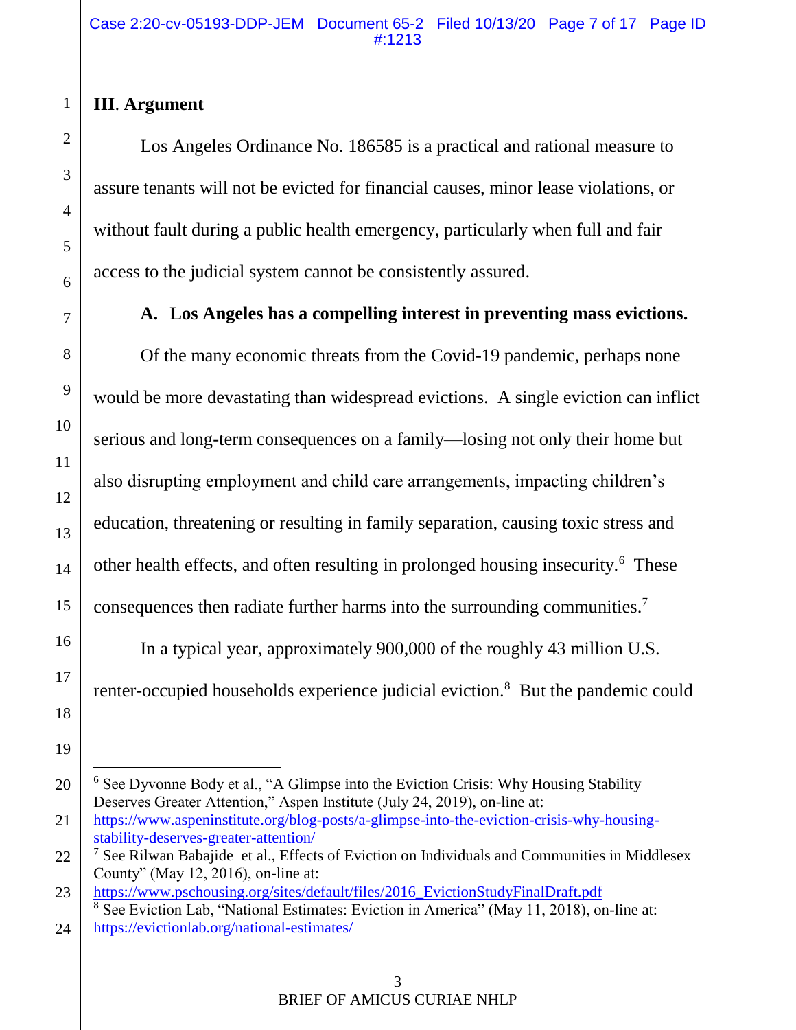## III. Argument

Los Angeles Ordinance No. 186585 is a practical and rational measure to assure tenants will not be evicted for financial causes, minor lease violations, or without fault during a public health emergency, particularly when full and fair access to the judicial system cannot be consistently assured.

### A. Los Angeles has a compelling interest in preventing mass evictions.

Of the many economic threats from the Covid-19 pandemic, perhaps none would be more devastating than widespread evictions. A single eviction can inflict serious and long-term consequences on a family—losing not only their home but also disrupting employment and child care arrangements, impacting children's education, threatening or resulting in family separation, causing toxic stress and other health effects, and often resulting in prolonged housing insecurity.[6] These consequences then radiate further harms into the surrounding communities.[7]

In a typical year, approximately 900,000 of the roughly 43 million U.S. renter-occupied households experience judicial eviction.[8] But the pandemic could

---

[6] See Dyvonne Body et al., "A Glimpse into the Eviction Crisis: Why Housing Stability Deserves Greater Attention," Aspen Institute (July 24, 2019), on-line at: https://www.aspeninstitute.org/blog-posts/a-glimpse-into-the-eviction-crisis-why-housing-stability-deserves-greater-attention/

[7] See Rilwan Babajide et al., Effects of Eviction on Individuals and Communities in Middlesex County" (May 12, 2016), on-line at: https://www.pschousing.org/sites/default/files/2016_EvictionStudyFinalDraft.pdf

[8] See Eviction Lab, "National Estimates: Eviction in America" (May 11, 2018), on-line at: https://evictionlab.org/national-estimates/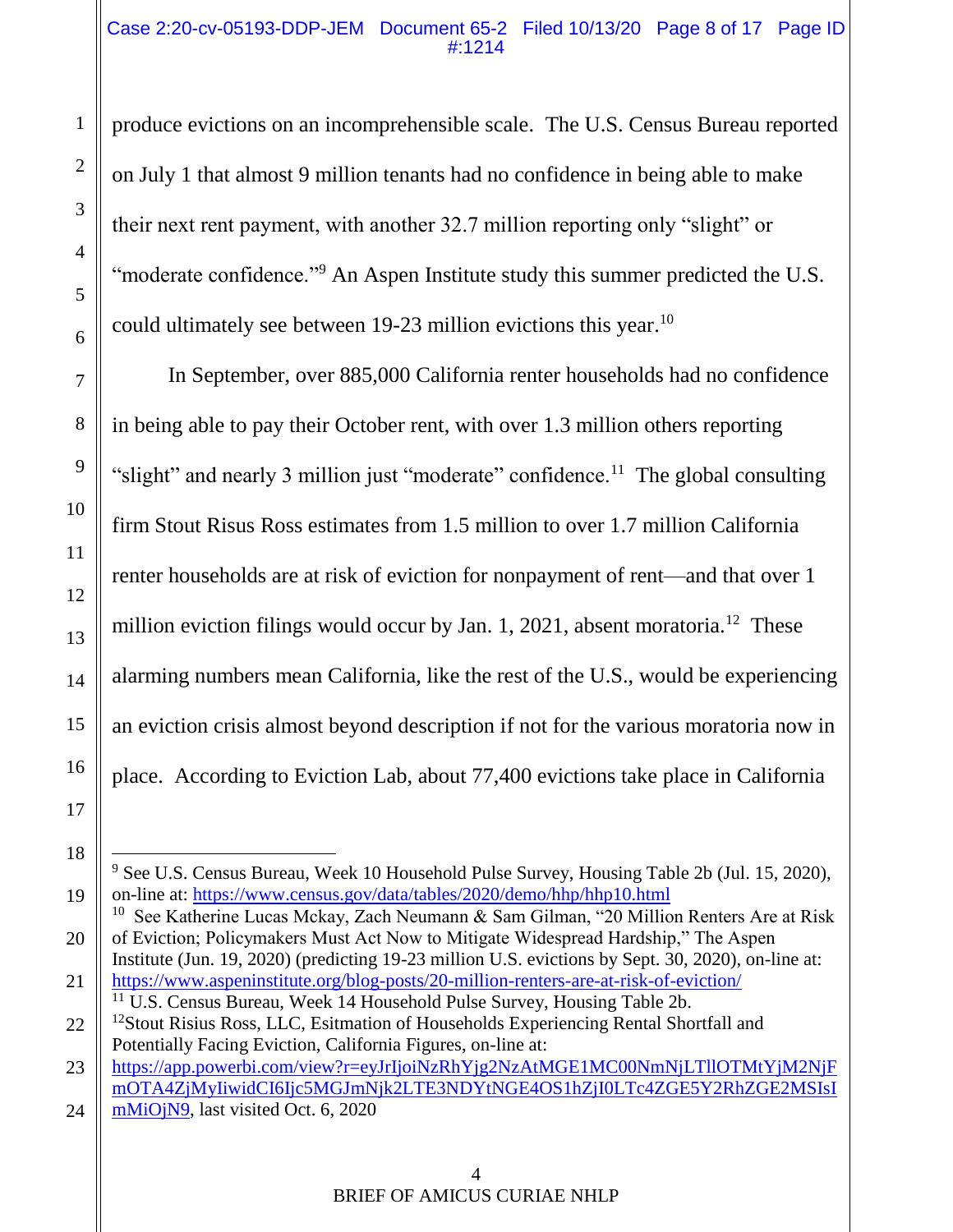produce evictions on an incomprehensible scale. The U.S. Census Bureau reported on July 1 that almost 9 million tenants had no confidence in being able to make their next rent payment, with another 32.7 million reporting only "slight" or "moderate confidence."[9] An Aspen Institute study this summer predicted the U.S. could ultimately see between 19-23 million evictions this year.[10]

In September, over 885,000 California renter households had no confidence in being able to pay their October rent, with over 1.3 million others reporting "slight" and nearly 3 million just "moderate" confidence.[11] The global consulting firm Stout Risus Ross estimates from 1.5 million to over 1.7 million California renter households are at risk of eviction for nonpayment of rent—and that over 1 million eviction filings would occur by Jan. 1, 2021, absent moratoria.[12] These alarming numbers mean California, like the rest of the U.S., would be experiencing an eviction crisis almost beyond description if not for the various moratoria now in place. According to Eviction Lab, about 77,400 evictions take place in California

---

[9] See U.S. Census Bureau, Week 10 Household Pulse Survey, Housing Table 2b (Jul. 15, 2020), on-line at: https://www.census.gov/data/tables/2020/demo/hhp/hhp10.html

[10] See Katherine Lucas Mckay, Zach Neumann & Sam Gilman, "20 Million Renters Are at Risk of Eviction; Policymakers Must Act Now to Mitigate Widespread Hardship," The Aspen Institute (Jun. 19, 2020) (predicting 19-23 million U.S. evictions by Sept. 30, 2020), on-line at: https://www.aspeninstitute.org/blog-posts/20-million-renters-are-at-risk-of-eviction/

[11] U.S. Census Bureau, Week 14 Household Pulse Survey, Housing Table 2b.

[12] Stout Risius Ross, LLC, Esitmation of Households Experiencing Rental Shortfall and Potentially Facing Eviction, California Figures, on-line at: https://app.powerbi.com/view?r=eyJrIjoiNzRhYjg2NzAtMGE1MC00NmNjLTllOTMtYjM2NjFmOTA4ZjMyIiwidCI6Ijc5MGJmNjk2LTE3NDYtNGE4OS1hZjI0LTc4ZGE5Y2RhZGE2MSIsImMiOjN9, last visited Oct. 6, 2020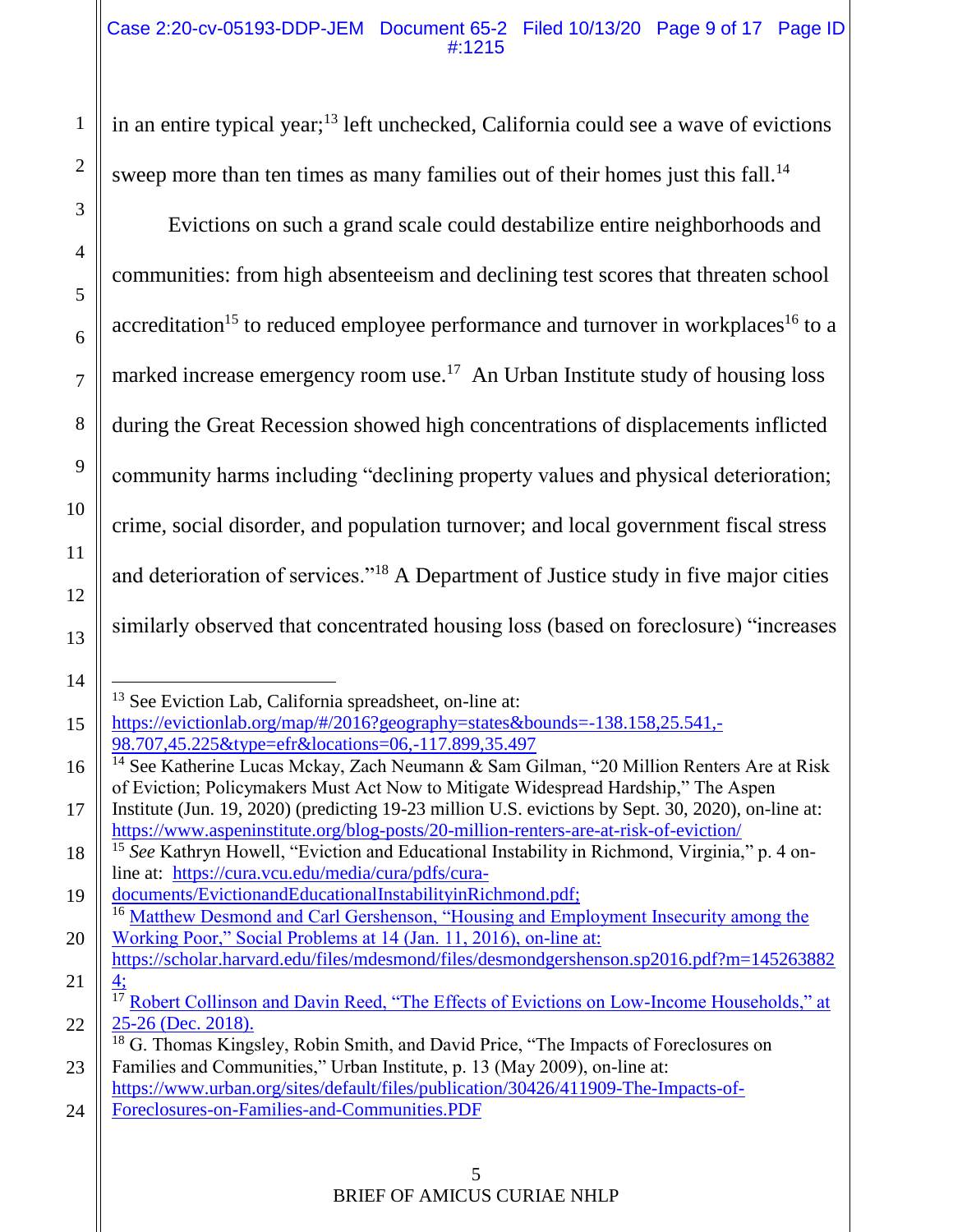in an entire typical year;[13] left unchecked, California could see a wave of evictions sweep more than ten times as many families out of their homes just this fall.[14]

Evictions on such a grand scale could destabilize entire neighborhoods and communities: from high absenteeism and declining test scores that threaten school accreditation[15] to reduced employee performance and turnover in workplaces[16] to a marked increase emergency room use.[17] An Urban Institute study of housing loss during the Great Recession showed high concentrations of displacements inflicted community harms including "declining property values and physical deterioration; crime, social disorder, and population turnover; and local government fiscal stress and deterioration of services."[18] A Department of Justice study in five major cities similarly observed that concentrated housing loss (based on foreclosure) "increases

---

[13] See Eviction Lab, California spreadsheet, on-line at: https://evictionlab.org/map/#/2016?geography=states&bounds=-138.158,25.541,-98.707,45.225&type=efr&locations=06,-117.899,35.497

[14] See Katherine Lucas Mckay, Zach Neumann & Sam Gilman, "20 Million Renters Are at Risk of Eviction; Policymakers Must Act Now to Mitigate Widespread Hardship," The Aspen Institute (Jun. 19, 2020) (predicting 19-23 million U.S. evictions by Sept. 30, 2020), on-line at: https://www.aspeninstitute.org/blog-posts/20-million-renters-are-at-risk-of-eviction/

[15] *See* Kathryn Howell, "Eviction and Educational Instability in Richmond, Virginia," p. 4 on-line at: https://cura.vcu.edu/media/cura/pdfs/cura-documents/EvictionandEducationalInstabilityinRichmond.pdf;

[16] Matthew Desmond and Carl Gershenson, "Housing and Employment Insecurity among the Working Poor," Social Problems at 14 (Jan. 11, 2016), on-line at: https://scholar.harvard.edu/files/mdesmond/files/desmondgershenson.sp2016.pdf?m=1452638824;

[17] Robert Collinson and Davin Reed, "The Effects of Evictions on Low-Income Households," at 25-26 (Dec. 2018).

[18] G. Thomas Kingsley, Robin Smith, and David Price, "The Impacts of Foreclosures on Families and Communities," Urban Institute, p. 13 (May 2009), on-line at: https://www.urban.org/sites/default/files/publication/30426/411909-The-Impacts-of-Foreclosures-on-Families-and-Communities.PDF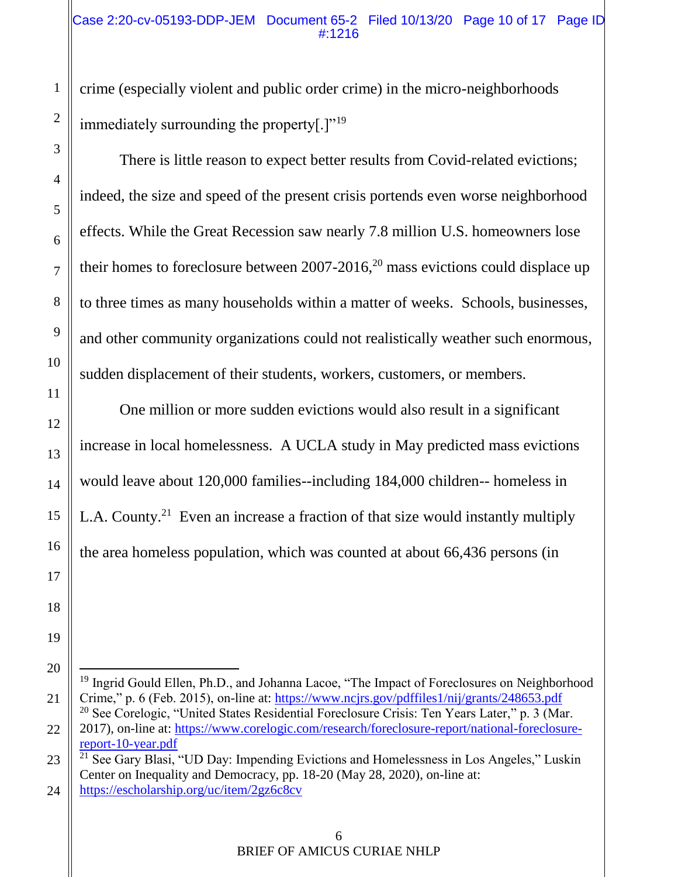crime (especially violent and public order crime) in the micro-neighborhoods immediately surrounding the property[.]"[19]

There is little reason to expect better results from Covid-related evictions; indeed, the size and speed of the present crisis portends even worse neighborhood effects. While the Great Recession saw nearly 7.8 million U.S. homeowners lose their homes to foreclosure between 2007-2016,[20] mass evictions could displace up to three times as many households within a matter of weeks. Schools, businesses, and other community organizations could not realistically weather such enormous, sudden displacement of their students, workers, customers, or members.

One million or more sudden evictions would also result in a significant increase in local homelessness. A UCLA study in May predicted mass evictions would leave about 120,000 families--including 184,000 children-- homeless in L.A. County.[21] Even an increase a fraction of that size would instantly multiply the area homeless population, which was counted at about 66,436 persons (in

---

[19] Ingrid Gould Ellen, Ph.D., and Johanna Lacoe, "The Impact of Foreclosures on Neighborhood Crime," p. 6 (Feb. 2015), on-line at: https://www.ncjrs.gov/pdffiles1/nij/grants/248653.pdf

[20] See Corelogic, "United States Residential Foreclosure Crisis: Ten Years Later," p. 3 (Mar. 2017), on-line at: https://www.corelogic.com/research/foreclosure-report/national-foreclosure-report-10-year.pdf

[21] See Gary Blasi, "UD Day: Impending Evictions and Homelessness in Los Angeles," Luskin Center on Inequality and Democracy, pp. 18-20 (May 28, 2020), on-line at: https://escholarship.org/uc/item/2gz6c8cv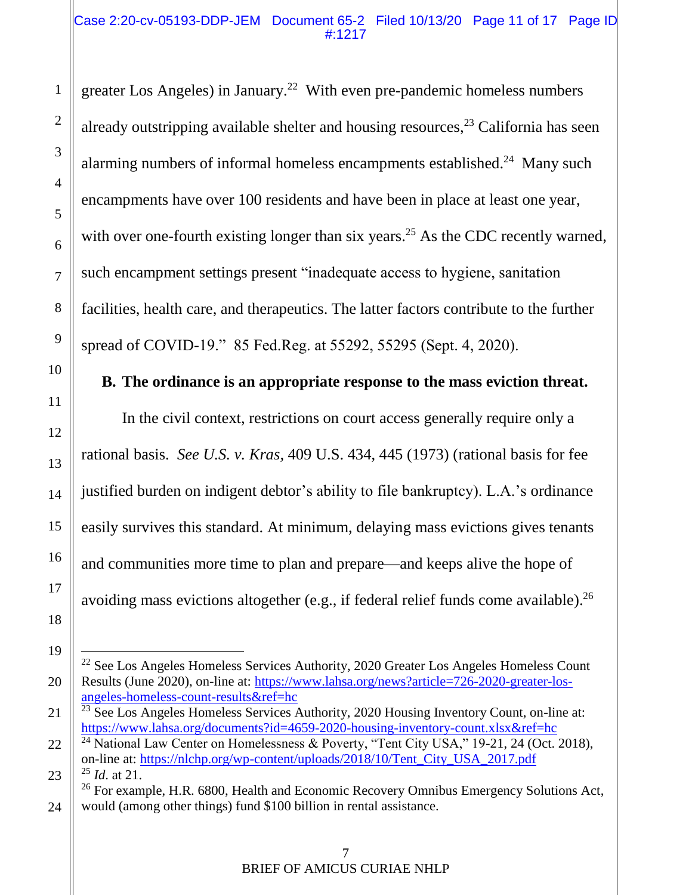greater Los Angeles) in January.[22] With even pre-pandemic homeless numbers already outstripping available shelter and housing resources,[23] California has seen alarming numbers of informal homeless encampments established.[24] Many such encampments have over 100 residents and have been in place at least one year, with over one-fourth existing longer than six years.[25] As the CDC recently warned, such encampment settings present "inadequate access to hygiene, sanitation facilities, health care, and therapeutics. The latter factors contribute to the further spread of COVID-19." 85 Fed.Reg. at 55292, 55295 (Sept. 4, 2020).

### B. The ordinance is an appropriate response to the mass eviction threat.

In the civil context, restrictions on court access generally require only a rational basis. *See U.S. v. Kras*, 409 U.S. 434, 445 (1973) (rational basis for fee justified burden on indigent debtor's ability to file bankruptcy). L.A.'s ordinance easily survives this standard. At minimum, delaying mass evictions gives tenants and communities more time to plan and prepare—and keeps alive the hope of avoiding mass evictions altogether (e.g., if federal relief funds come available).[26]

---

[22] See Los Angeles Homeless Services Authority, 2020 Greater Los Angeles Homeless Count Results (June 2020), on-line at: https://www.lahsa.org/news?article=726-2020-greater-los-angeles-homeless-count-results&ref=hc

[23] See Los Angeles Homeless Services Authority, 2020 Housing Inventory Count, on-line at: https://www.lahsa.org/documents?id=4659-2020-housing-inventory-count.xlsx&ref=hc

[24] National Law Center on Homelessness & Poverty, "Tent City USA," 19-21, 24 (Oct. 2018), on-line at: https://nlchp.org/wp-content/uploads/2018/10/Tent_City_USA_2017.pdf

[25] *Id.* at 21.

[26] For example, H.R. 6800, Health and Economic Recovery Omnibus Emergency Solutions Act, would (among other things) fund $100 billion in rental assistance.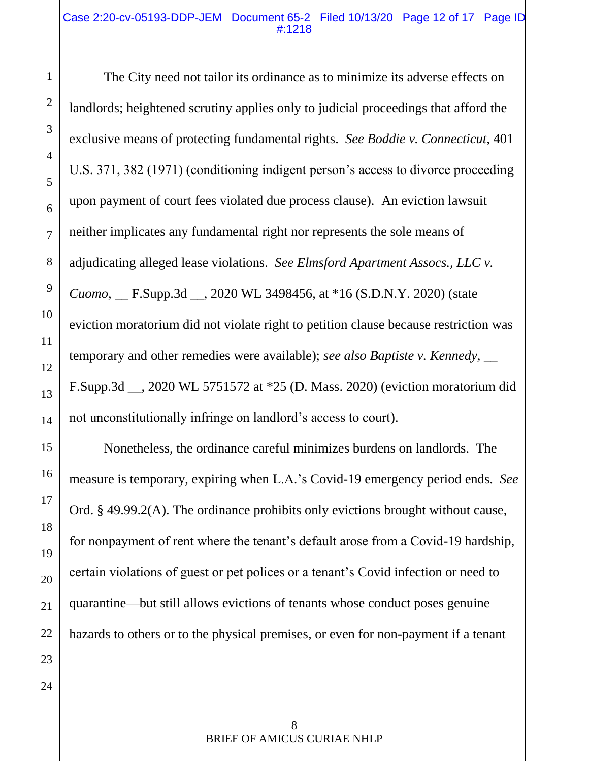The City need not tailor its ordinance as to minimize its adverse effects on landlords; heightened scrutiny applies only to judicial proceedings that afford the exclusive means of protecting fundamental rights. *See Boddie v. Connecticut,* 401 U.S. 371, 382 (1971) (conditioning indigent person's access to divorce proceeding upon payment of court fees violated due process clause). An eviction lawsuit neither implicates any fundamental right nor represents the sole means of adjudicating alleged lease violations. *See Elmsford Apartment Assocs., LLC v. Cuomo,* __ F.Supp.3d __, 2020 WL 3498456, at *16 (S.D.N.Y. 2020) (state eviction moratorium did not violate right to petition clause because restriction was temporary and other remedies were available); *see also Baptiste v. Kennedy,* __ F.Supp.3d __, 2020 WL 5751572 at *25 (D. Mass. 2020) (eviction moratorium did not unconstitutionally infringe on landlord's access to court).

Nonetheless, the ordinance careful minimizes burdens on landlords. The measure is temporary, expiring when L.A.'s Covid-19 emergency period ends. *See* Ord. § 49.99.2(A). The ordinance prohibits only evictions brought without cause, for nonpayment of rent where the tenant's default arose from a Covid-19 hardship, certain violations of guest or pet polices or a tenant's Covid infection or need to quarantine—but still allows evictions of tenants whose conduct poses genuine hazards to others or to the physical premises, or even for non-payment if a tenant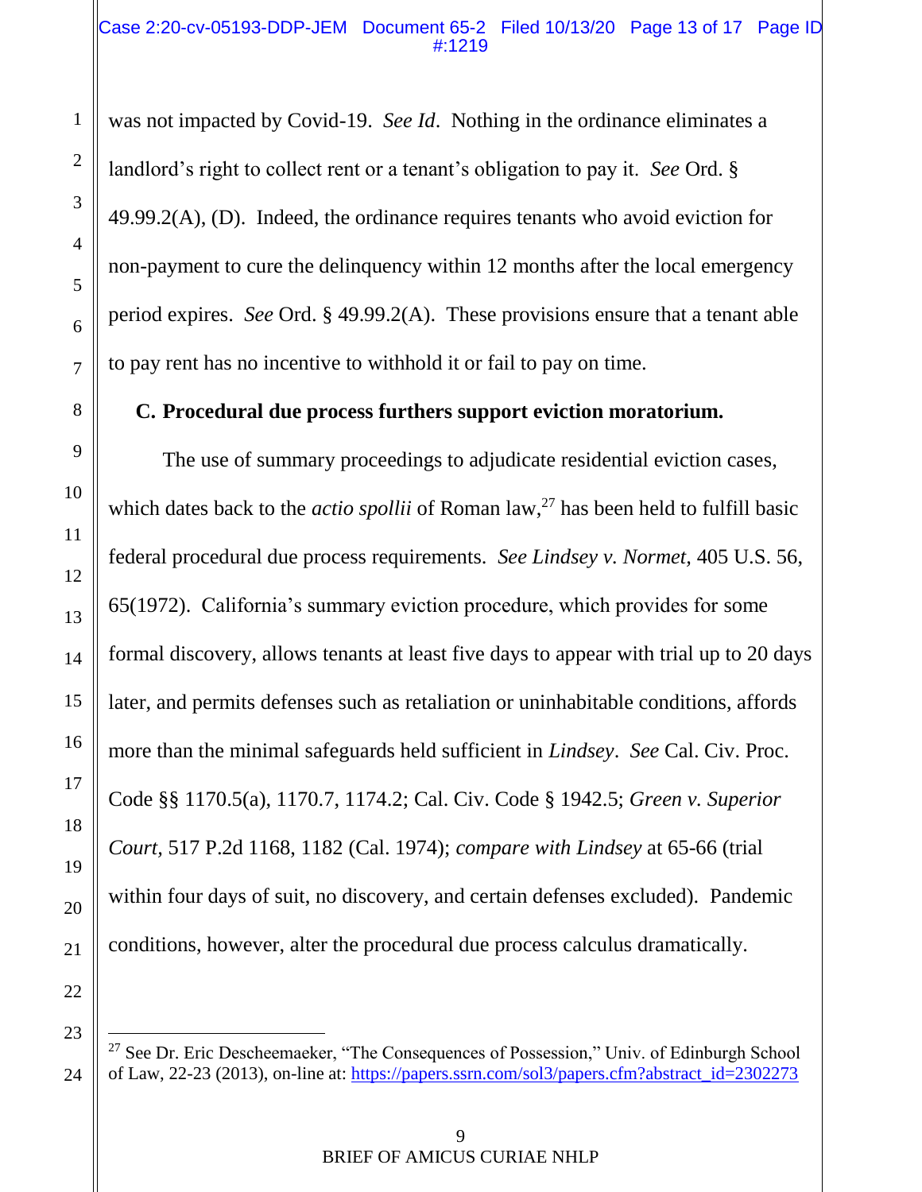was not impacted by Covid-19. *See Id*. Nothing in the ordinance eliminates a landlord's right to collect rent or a tenant's obligation to pay it. *See* Ord. § 49.99.2(A), (D). Indeed, the ordinance requires tenants who avoid eviction for non-payment to cure the delinquency within 12 months after the local emergency period expires. *See* Ord. § 49.99.2(A). These provisions ensure that a tenant able to pay rent has no incentive to withhold it or fail to pay on time.

**C. Procedural due process furthers support eviction moratorium.**

The use of summary proceedings to adjudicate residential eviction cases, which dates back to the *actio spollii* of Roman law,[27] has been held to fulfill basic federal procedural due process requirements. *See Lindsey v. Normet*, 405 U.S. 56, 65(1972). California's summary eviction procedure, which provides for some formal discovery, allows tenants at least five days to appear with trial up to 20 days later, and permits defenses such as retaliation or uninhabitable conditions, affords more than the minimal safeguards held sufficient in *Lindsey*. *See* Cal. Civ. Proc. Code §§ 1170.5(a), 1170.7, 1174.2; Cal. Civ. Code § 1942.5; *Green v. Superior Court*, 517 P.2d 1168, 1182 (Cal. 1974); *compare with Lindsey* at 65-66 (trial within four days of suit, no discovery, and certain defenses excluded). Pandemic conditions, however, alter the procedural due process calculus dramatically.

---

[27] See Dr. Eric Descheemaeker, "The Consequences of Possession," Univ. of Edinburgh School of Law, 22-23 (2013), on-line at: https://papers.ssrn.com/sol3/papers.cfm?abstract_id=2302273

BRIEF OF AMICUS CURIAE NHLP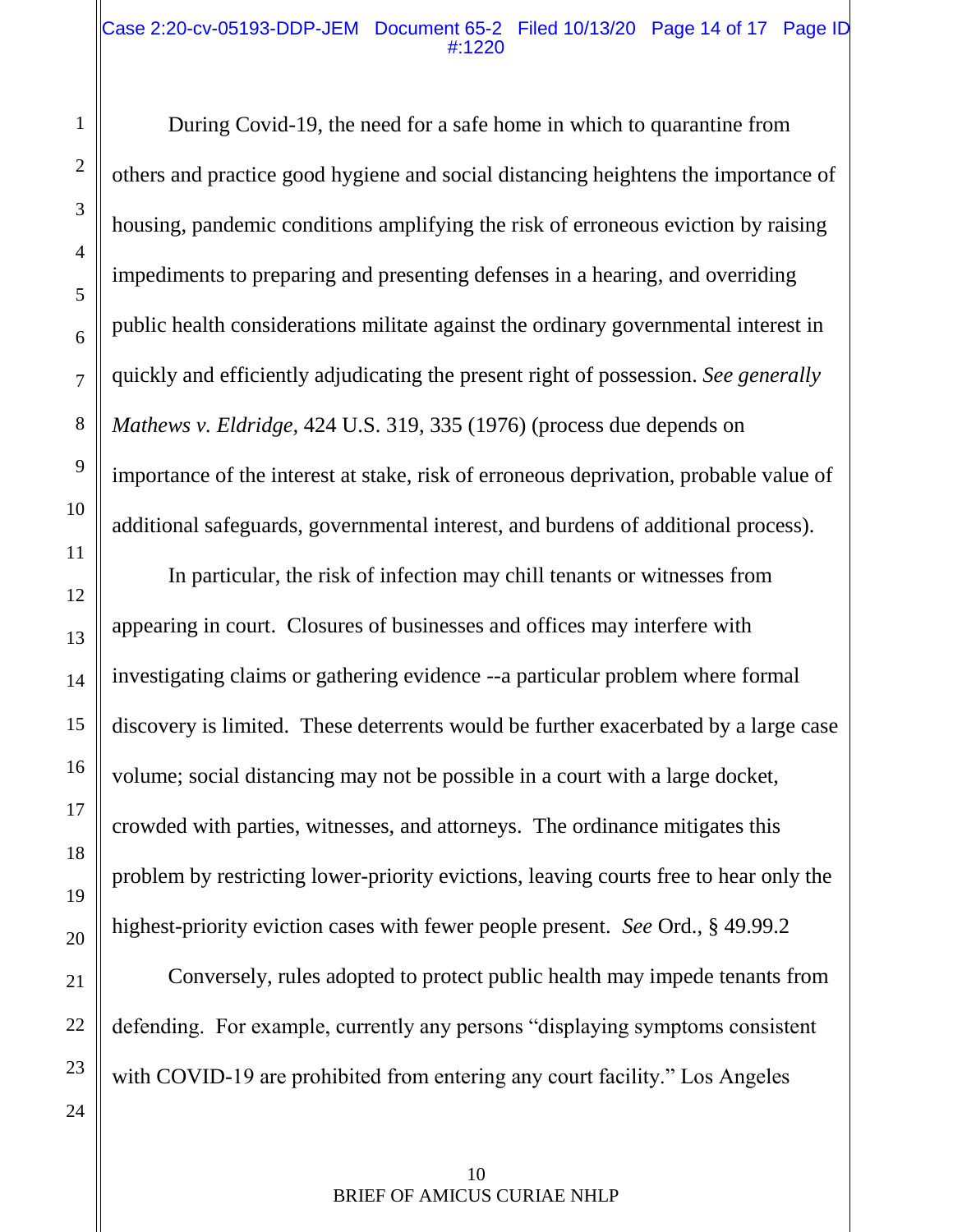During Covid-19, the need for a safe home in which to quarantine from others and practice good hygiene and social distancing heightens the importance of housing, pandemic conditions amplifying the risk of erroneous eviction by raising impediments to preparing and presenting defenses in a hearing, and overriding public health considerations militate against the ordinary governmental interest in quickly and efficiently adjudicating the present right of possession. *See generally Mathews v. Eldridge,* 424 U.S. 319, 335 (1976) (process due depends on importance of the interest at stake, risk of erroneous deprivation, probable value of additional safeguards, governmental interest, and burdens of additional process).

In particular, the risk of infection may chill tenants or witnesses from appearing in court. Closures of businesses and offices may interfere with investigating claims or gathering evidence --a particular problem where formal discovery is limited. These deterrents would be further exacerbated by a large case volume; social distancing may not be possible in a court with a large docket, crowded with parties, witnesses, and attorneys. The ordinance mitigates this problem by restricting lower-priority evictions, leaving courts free to hear only the highest-priority eviction cases with fewer people present. *See* Ord., § 49.99.2

Conversely, rules adopted to protect public health may impede tenants from defending. For example, currently any persons "displaying symptoms consistent with COVID-19 are prohibited from entering any court facility." Los Angeles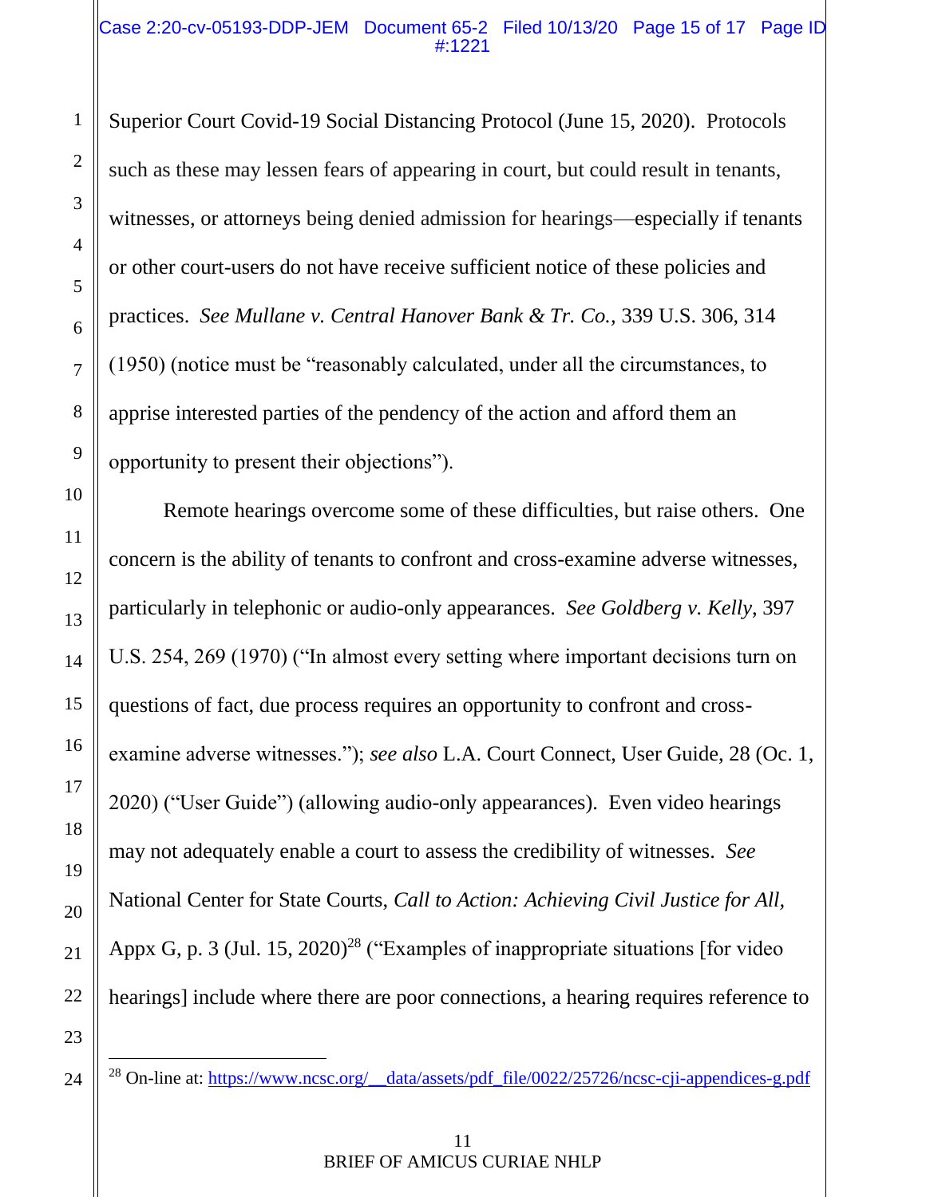Superior Court Covid-19 Social Distancing Protocol (June 15, 2020). Protocols such as these may lessen fears of appearing in court, but could result in tenants, witnesses, or attorneys being denied admission for hearings—especially if tenants or other court-users do not have receive sufficient notice of these policies and practices. *See Mullane v. Central Hanover Bank & Tr. Co.*, 339 U.S. 306, 314 (1950) (notice must be "reasonably calculated, under all the circumstances, to apprise interested parties of the pendency of the action and afford them an opportunity to present their objections").

Remote hearings overcome some of these difficulties, but raise others. One concern is the ability of tenants to confront and cross-examine adverse witnesses, particularly in telephonic or audio-only appearances. *See Goldberg v. Kelly*, 397 U.S. 254, 269 (1970) ("In almost every setting where important decisions turn on questions of fact, due process requires an opportunity to confront and cross-examine adverse witnesses."); *see also* L.A. Court Connect, User Guide, 28 (Oc. 1, 2020) ("User Guide") (allowing audio-only appearances). Even video hearings may not adequately enable a court to assess the credibility of witnesses. *See* National Center for State Courts, *Call to Action: Achieving Civil Justice for All*, Appx G, p. 3 (Jul. 15, 2020)[28] ("Examples of inappropriate situations [for video hearings] include where there are poor connections, a hearing requires reference to

---

[28] On-line at: https://www.ncsc.org/__data/assets/pdf_file/0022/25726/ncsc-cji-appendices-g.pdf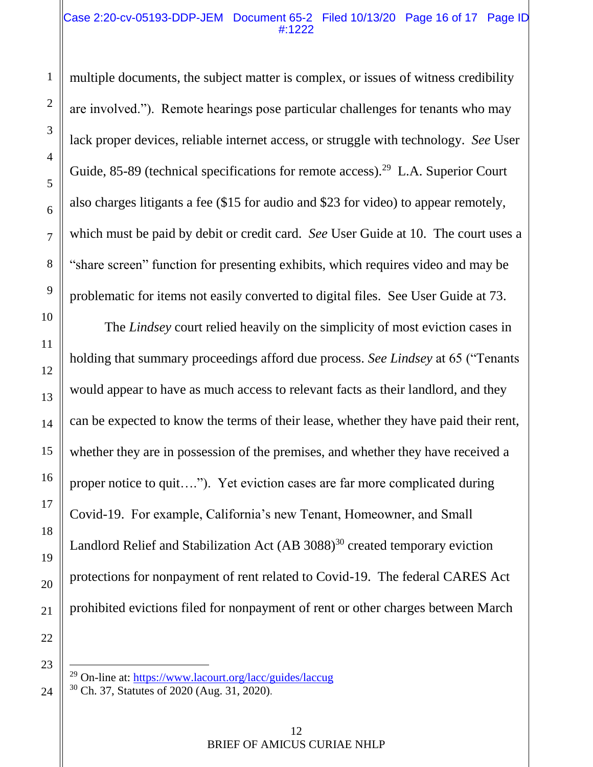multiple documents, the subject matter is complex, or issues of witness credibility are involved."). Remote hearings pose particular challenges for tenants who may lack proper devices, reliable internet access, or struggle with technology. *See* User Guide, 85-89 (technical specifications for remote access).[29] L.A. Superior Court also charges litigants a fee ($15 for audio and $23 for video) to appear remotely, which must be paid by debit or credit card. *See* User Guide at 10. The court uses a "share screen" function for presenting exhibits, which requires video and may be problematic for items not easily converted to digital files. See User Guide at 73.

The *Lindsey* court relied heavily on the simplicity of most eviction cases in holding that summary proceedings afford due process. *See Lindsey* at 65 ("Tenants would appear to have as much access to relevant facts as their landlord, and they can be expected to know the terms of their lease, whether they have paid their rent, whether they are in possession of the premises, and whether they have received a proper notice to quit…."). Yet eviction cases are far more complicated during Covid-19. For example, California's new Tenant, Homeowner, and Small Landlord Relief and Stabilization Act (AB 3088)[30] created temporary eviction protections for nonpayment of rent related to Covid-19. The federal CARES Act prohibited evictions filed for nonpayment of rent or other charges between March

---

[29] On-line at: https://www.lacourt.org/lacc/guides/laccug

[30] Ch. 37, Statutes of 2020 (Aug. 31, 2020).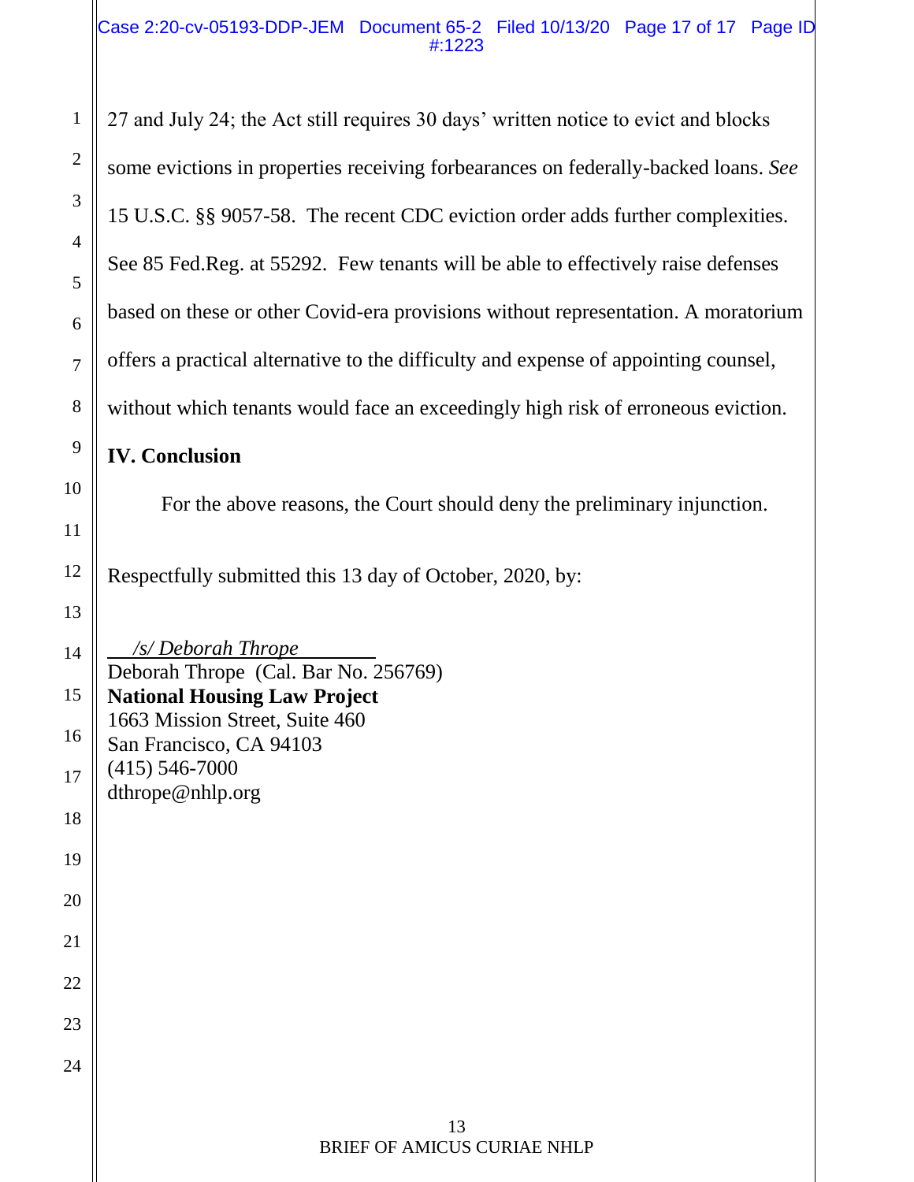27 and July 24; the Act still requires 30 days' written notice to evict and blocks some evictions in properties receiving forbearances on federally-backed loans. *See* 15 U.S.C. §§ 9057-58. The recent CDC eviction order adds further complexities. See 85 Fed.Reg. at 55292. Few tenants will be able to effectively raise defenses based on these or other Covid-era provisions without representation. A moratorium offers a practical alternative to the difficulty and expense of appointing counsel, without which tenants would face an exceedingly high risk of erroneous eviction.

## IV. Conclusion

For the above reasons, the Court should deny the preliminary injunction.

Respectfully submitted this 13 day of October, 2020, by:

*/s/ Deborah Thrope*
Deborah Thrope (Cal. Bar No. 256769)
**National Housing Law Project**
1663 Mission Street, Suite 460
San Francisco, CA 94103
(415) 546-7000
dthrope@nhlp.org